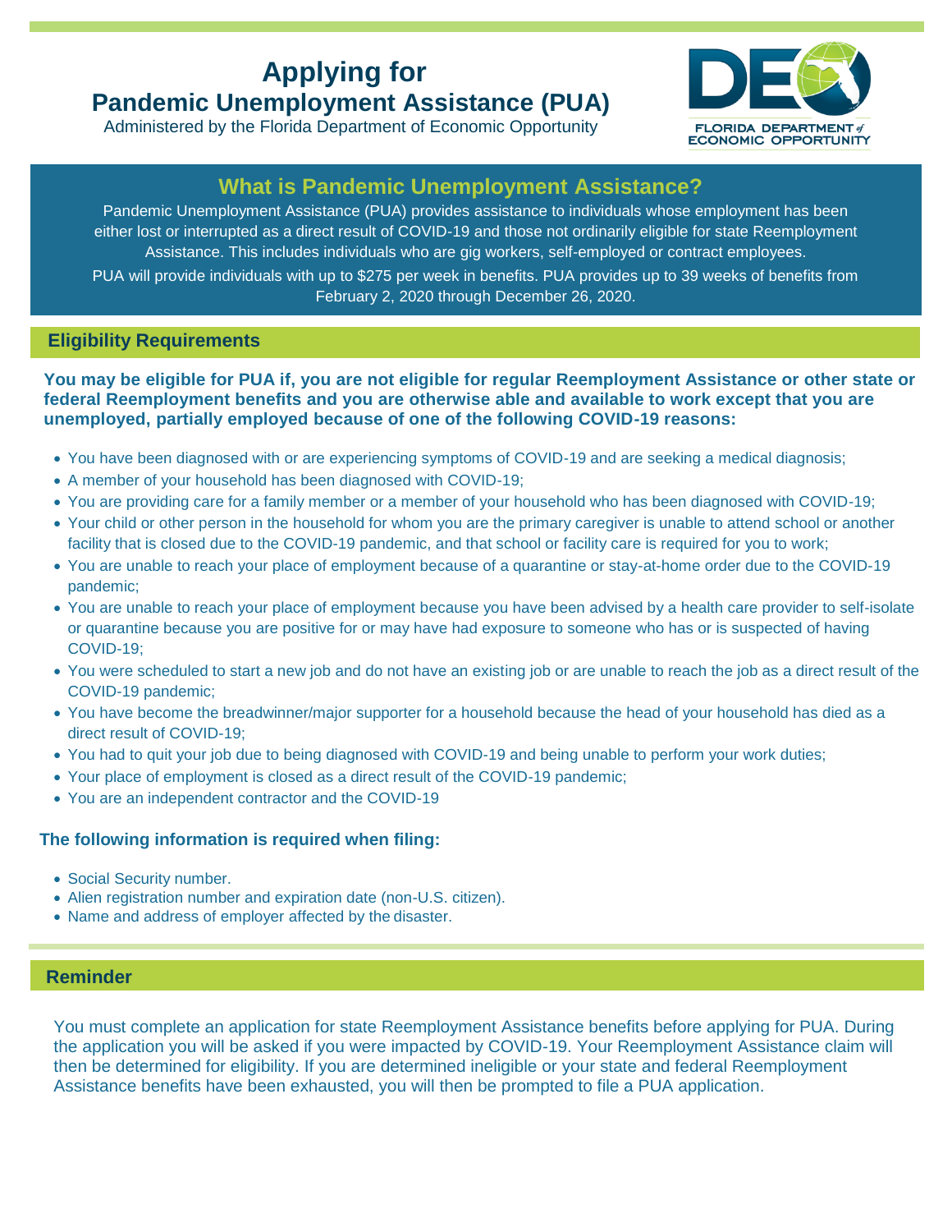# Applying for Pandemic Unemployment Assistance (PUA)

Administered by the Florida Department of Economic Opportunity

FLORIDA DEPARTMENT of ECONOMIC OPPORTUNITY

## What is Pandemic Unemployment Assistance?

Pandemic Unemployment Assistance (PUA) provides assistance to individuals whose employment has been either lost or interrupted as a direct result of COVID-19 and those not ordinarily eligible for state Reemployment Assistance. This includes individuals who are gig workers, self-employed or contract employees.

PUA will provide individuals with up to $275 per week in benefits. PUA provides up to 39 weeks of benefits from February 2, 2020 through December 26, 2020.

## Eligibility Requirements

**You may be eligible for PUA if, you are not eligible for regular Reemployment Assistance or other state or federal Reemployment benefits and you are otherwise able and available to work except that you are unemployed, partially employed because of one of the following COVID-19 reasons:**

- You have been diagnosed with or are experiencing symptoms of COVID-19 and are seeking a medical diagnosis;
- A member of your household has been diagnosed with COVID-19;
- You are providing care for a family member or a member of your household who has been diagnosed with COVID-19;
- Your child or other person in the household for whom you are the primary caregiver is unable to attend school or another facility that is closed due to the COVID-19 pandemic, and that school or facility care is required for you to work;
- You are unable to reach your place of employment because of a quarantine or stay-at-home order due to the COVID-19 pandemic;
- You are unable to reach your place of employment because you have been advised by a health care provider to self-isolate or quarantine because you are positive for or may have had exposure to someone who has or is suspected of having COVID-19;
- You were scheduled to start a new job and do not have an existing job or are unable to reach the job as a direct result of the COVID-19 pandemic;
- You have become the breadwinner/major supporter for a household because the head of your household has died as a direct result of COVID-19;
- You had to quit your job due to being diagnosed with COVID-19 and being unable to perform your work duties;
- Your place of employment is closed as a direct result of the COVID-19 pandemic;
- You are an independent contractor and the COVID-19

**The following information is required when filing:**

- Social Security number.
- Alien registration number and expiration date (non-U.S. citizen).
- Name and address of employer affected by the disaster.

## Reminder

You must complete an application for state Reemployment Assistance benefits before applying for PUA. During the application you will be asked if you were impacted by COVID-19. Your Reemployment Assistance claim will then be determined for eligibility. If you are determined ineligible or your state and federal Reemployment Assistance benefits have been exhausted, you will then be prompted to file a PUA application.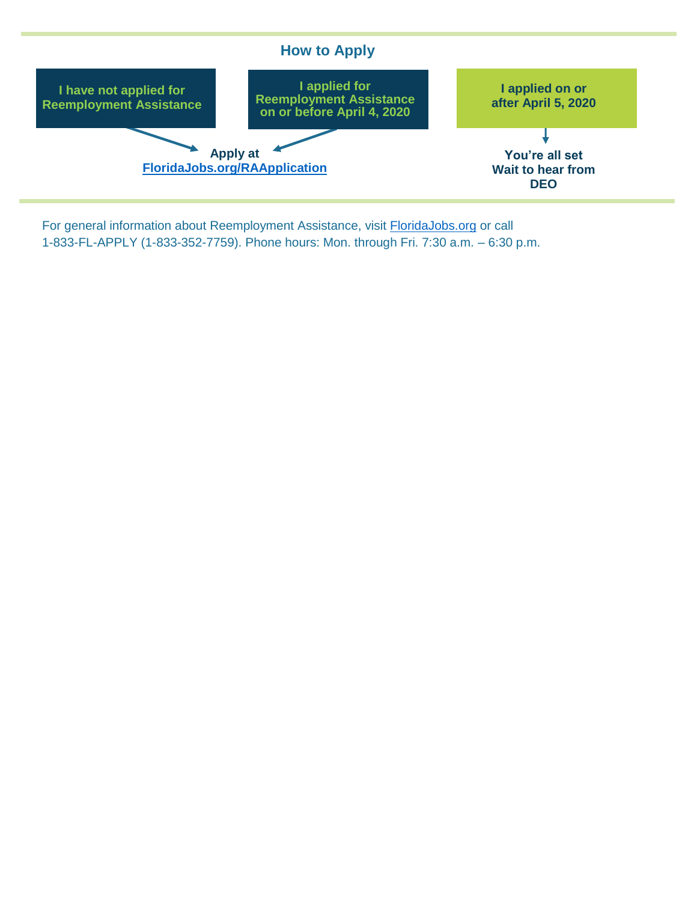## How to Apply

**I have not applied for Reemployment Assistance**

**I applied for Reemployment Assistance on or before April 4, 2020**

**I applied on or after April 5, 2020**

**Apply at FloridaJobs.org/RAApplication**

**You're all set Wait to hear from DEO**

For general information about Reemployment Assistance, visit FloridaJobs.org or call 1-833-FL-APPLY (1-833-352-7759). Phone hours: Mon. through Fri. 7:30 a.m. – 6:30 p.m.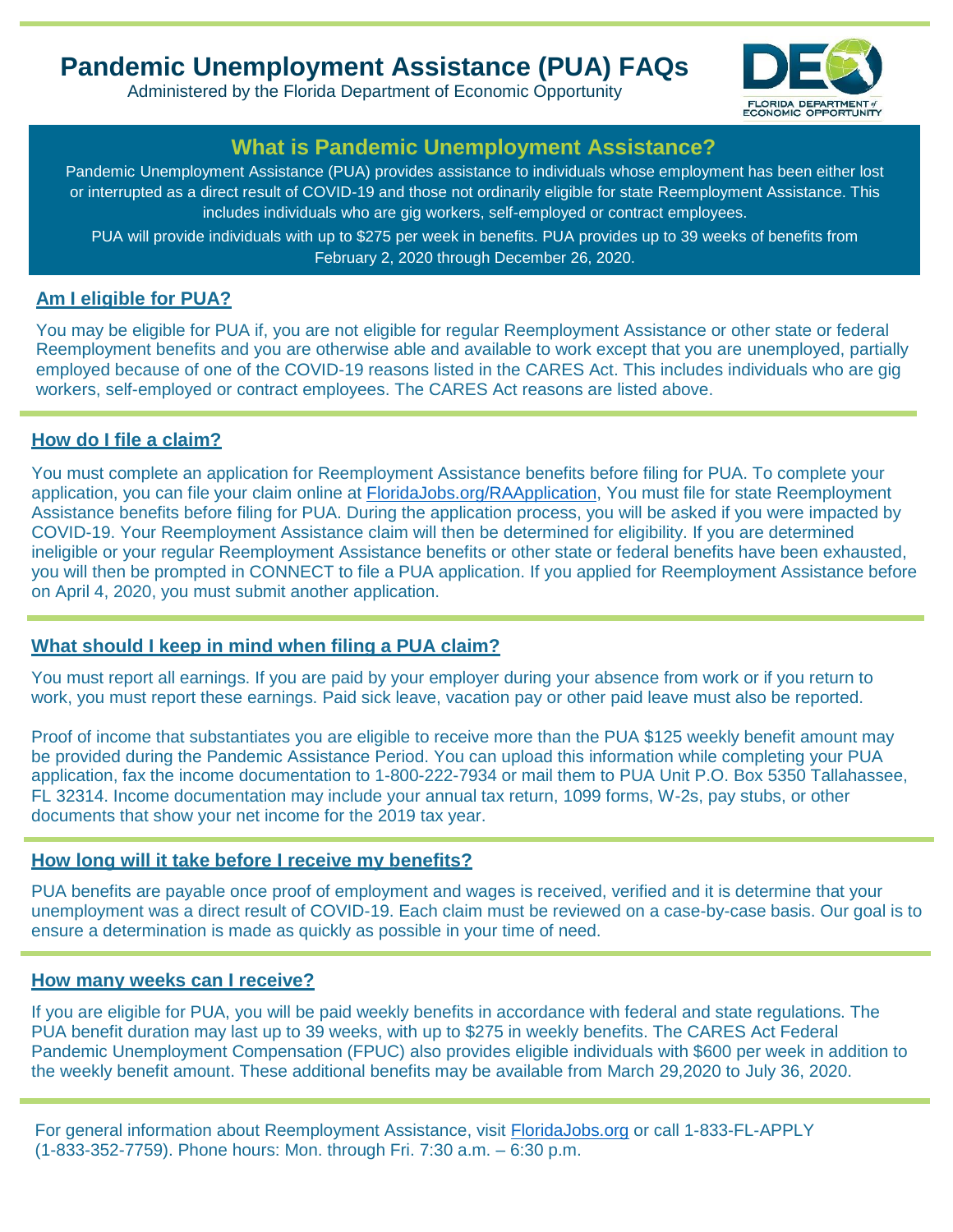# Pandemic Unemployment Assistance (PUA) FAQs

Administered by the Florida Department of Economic Opportunity

FLORIDA DEPARTMENT of ECONOMIC OPPORTUNITY

## What is Pandemic Unemployment Assistance?

Pandemic Unemployment Assistance (PUA) provides assistance to individuals whose employment has been either lost or interrupted as a direct result of COVID-19 and those not ordinarily eligible for state Reemployment Assistance. This includes individuals who are gig workers, self-employed or contract employees.

PUA will provide individuals with up to $275 per week in benefits. PUA provides up to 39 weeks of benefits from February 2, 2020 through December 26, 2020.

### Am I eligible for PUA?

You may be eligible for PUA if, you are not eligible for regular Reemployment Assistance or other state or federal Reemployment benefits and you are otherwise able and available to work except that you are unemployed, partially employed because of one of the COVID-19 reasons listed in the CARES Act. This includes individuals who are gig workers, self-employed or contract employees. The CARES Act reasons are listed above.

### How do I file a claim?

You must complete an application for Reemployment Assistance benefits before filing for PUA. To complete your application, you can file your claim online at FloridaJobs.org/RAApplication, You must file for state Reemployment Assistance benefits before filing for PUA. During the application process, you will be asked if you were impacted by COVID-19. Your Reemployment Assistance claim will then be determined for eligibility. If you are determined ineligible or your regular Reemployment Assistance benefits or other state or federal benefits have been exhausted, you will then be prompted in CONNECT to file a PUA application. If you applied for Reemployment Assistance before on April 4, 2020, you must submit another application.

### What should I keep in mind when filing a PUA claim?

You must report all earnings. If you are paid by your employer during your absence from work or if you return to work, you must report these earnings. Paid sick leave, vacation pay or other paid leave must also be reported.

Proof of income that substantiates you are eligible to receive more than the PUA $125 weekly benefit amount may be provided during the Pandemic Assistance Period. You can upload this information while completing your PUA application, fax the income documentation to 1-800-222-7934 or mail them to PUA Unit P.O. Box 5350 Tallahassee, FL 32314. Income documentation may include your annual tax return, 1099 forms, W-2s, pay stubs, or other documents that show your net income for the 2019 tax year.

### How long will it take before I receive my benefits?

PUA benefits are payable once proof of employment and wages is received, verified and it is determine that your unemployment was a direct result of COVID-19. Each claim must be reviewed on a case-by-case basis. Our goal is to ensure a determination is made as quickly as possible in your time of need.

### How many weeks can I receive?

If you are eligible for PUA, you will be paid weekly benefits in accordance with federal and state regulations. The PUA benefit duration may last up to 39 weeks, with up to $275 in weekly benefits. The CARES Act Federal Pandemic Unemployment Compensation (FPUC) also provides eligible individuals with $600 per week in addition to the weekly benefit amount. These additional benefits may be available from March 29,2020 to July 36, 2020.

For general information about Reemployment Assistance, visit FloridaJobs.org or call 1-833-FL-APPLY (1-833-352-7759). Phone hours: Mon. through Fri. 7:30 a.m. – 6:30 p.m.